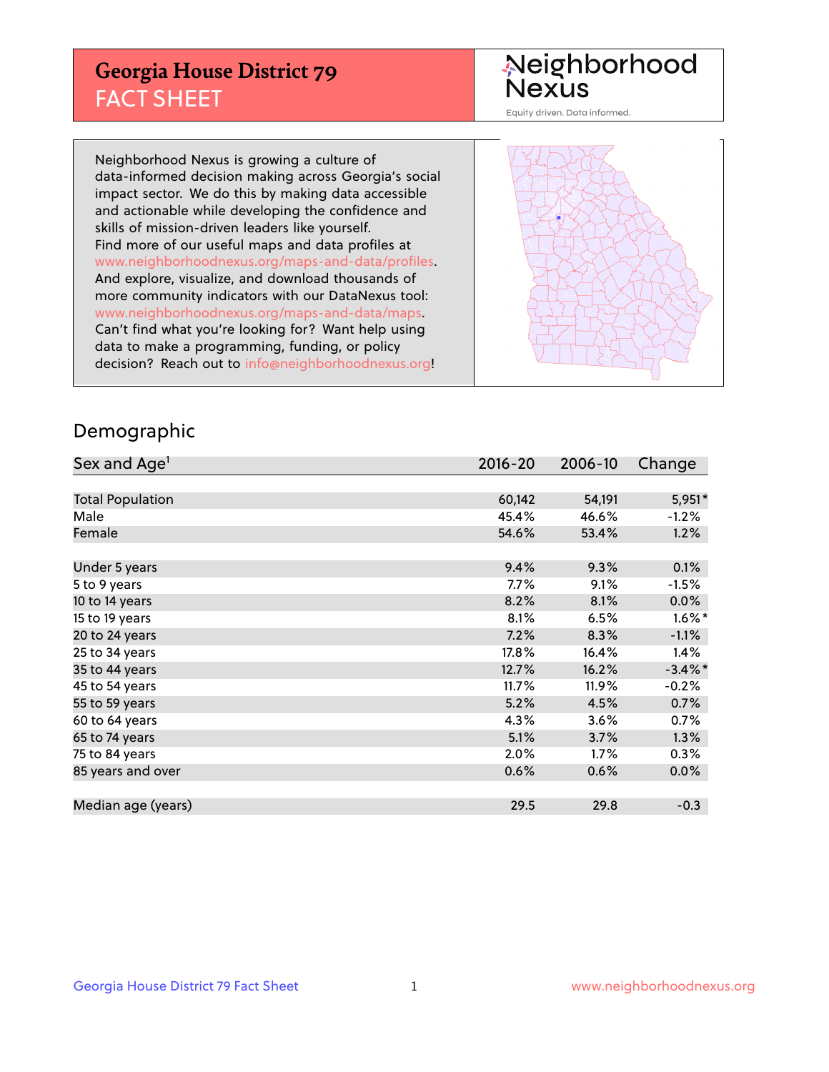# Georgia House District 79
## FACT SHEET

Neighborhood Nexus

Equity driven. Data informed.

Neighborhood Nexus is growing a culture of data-informed decision making across Georgia's social impact sector. We do this by making data accessible and actionable while developing the confidence and skills of mission-driven leaders like yourself. Find more of our useful maps and data profiles at www.neighborhoodnexus.org/maps-and-data/profiles. And explore, visualize, and download thousands of more community indicators with our DataNexus tool: www.neighborhoodnexus.org/maps-and-data/maps. Can't find what you're looking for? Want help using data to make a programming, funding, or policy decision? Reach out to info@neighborhoodnexus.org!

## Demographic

| Sex and Age[1] | 2016-20 | 2006-10 | Change |
|---|---|---|---|
| Total Population | 60,142 | 54,191 | 5,951* |
| Male | 45.4% | 46.6% | -1.2% |
| Female | 54.6% | 53.4% | 1.2% |
| | | | |
| Under 5 years | 9.4% | 9.3% | 0.1% |
| 5 to 9 years | 7.7% | 9.1% | -1.5% |
| 10 to 14 years | 8.2% | 8.1% | 0.0% |
| 15 to 19 years | 8.1% | 6.5% | 1.6%* |
| 20 to 24 years | 7.2% | 8.3% | -1.1% |
| 25 to 34 years | 17.8% | 16.4% | 1.4% |
| 35 to 44 years | 12.7% | 16.2% | -3.4%* |
| 45 to 54 years | 11.7% | 11.9% | -0.2% |
| 55 to 59 years | 5.2% | 4.5% | 0.7% |
| 60 to 64 years | 4.3% | 3.6% | 0.7% |
| 65 to 74 years | 5.1% | 3.7% | 1.3% |
| 75 to 84 years | 2.0% | 1.7% | 0.3% |
| 85 years and over | 0.6% | 0.6% | 0.0% |
| | | | |
| Median age (years) | 29.5 | 29.8 | -0.3 |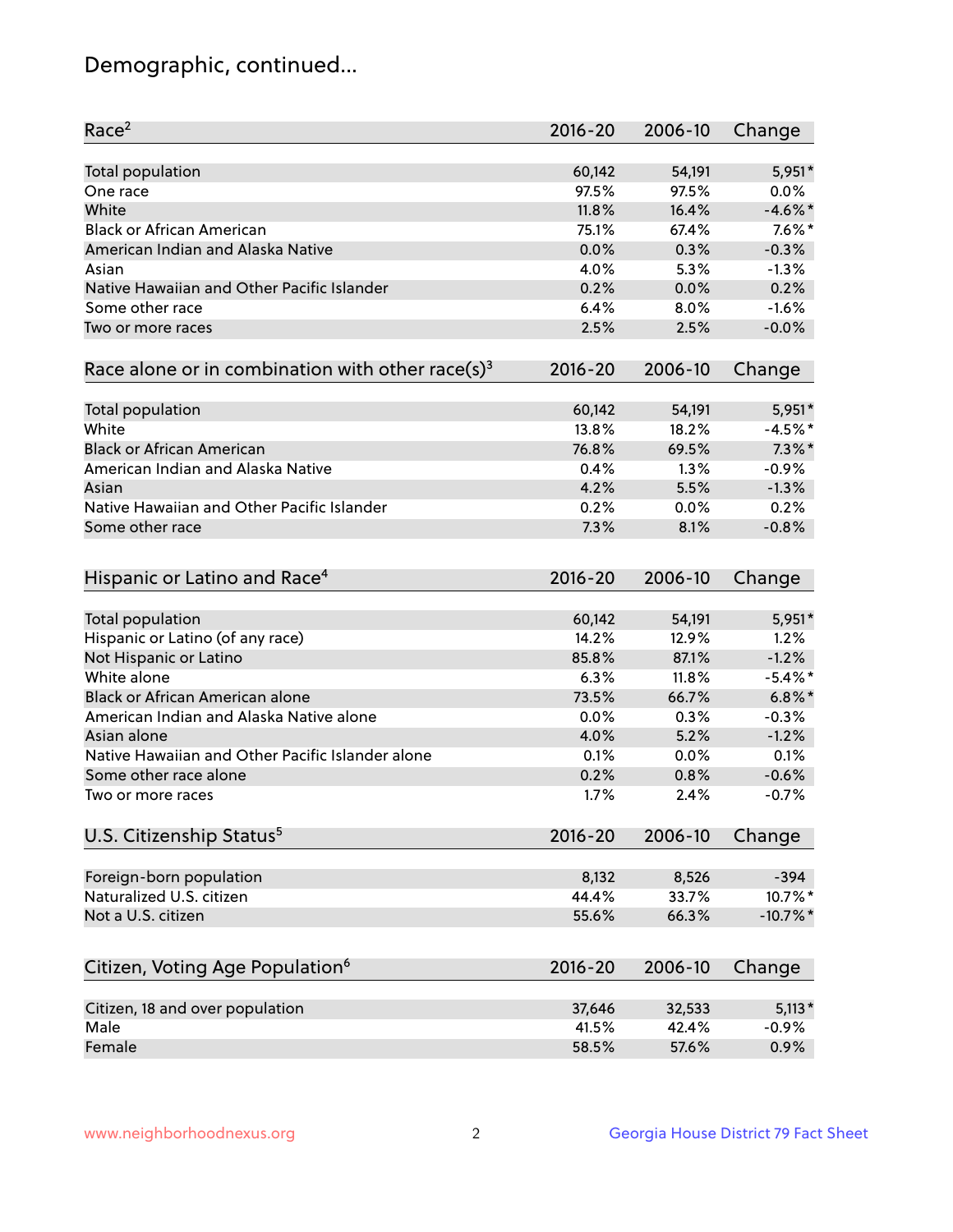# Demographic, continued...

| Race[2] | 2016-20 | 2006-10 | Change |
|---|---|---|---|
| Total population | 60,142 | 54,191 | 5,951* |
| One race | 97.5% | 97.5% | 0.0% |
| White | 11.8% | 16.4% | -4.6%* |
| Black or African American | 75.1% | 67.4% | 7.6%* |
| American Indian and Alaska Native | 0.0% | 0.3% | -0.3% |
| Asian | 4.0% | 5.3% | -1.3% |
| Native Hawaiian and Other Pacific Islander | 0.2% | 0.0% | 0.2% |
| Some other race | 6.4% | 8.0% | -1.6% |
| Two or more races | 2.5% | 2.5% | -0.0% |

| Race alone or in combination with other race(s)[3] | 2016-20 | 2006-10 | Change |
|---|---|---|---|
| Total population | 60,142 | 54,191 | 5,951* |
| White | 13.8% | 18.2% | -4.5%* |
| Black or African American | 76.8% | 69.5% | 7.3%* |
| American Indian and Alaska Native | 0.4% | 1.3% | -0.9% |
| Asian | 4.2% | 5.5% | -1.3% |
| Native Hawaiian and Other Pacific Islander | 0.2% | 0.0% | 0.2% |
| Some other race | 7.3% | 8.1% | -0.8% |

| Hispanic or Latino and Race[4] | 2016-20 | 2006-10 | Change |
|---|---|---|---|
| Total population | 60,142 | 54,191 | 5,951* |
| Hispanic or Latino (of any race) | 14.2% | 12.9% | 1.2% |
| Not Hispanic or Latino | 85.8% | 87.1% | -1.2% |
| White alone | 6.3% | 11.8% | -5.4%* |
| Black or African American alone | 73.5% | 66.7% | 6.8%* |
| American Indian and Alaska Native alone | 0.0% | 0.3% | -0.3% |
| Asian alone | 4.0% | 5.2% | -1.2% |
| Native Hawaiian and Other Pacific Islander alone | 0.1% | 0.0% | 0.1% |
| Some other race alone | 0.2% | 0.8% | -0.6% |
| Two or more races | 1.7% | 2.4% | -0.7% |

| U.S. Citizenship Status[5] | 2016-20 | 2006-10 | Change |
|---|---|---|---|
| Foreign-born population | 8,132 | 8,526 | -394 |
| Naturalized U.S. citizen | 44.4% | 33.7% | 10.7%* |
| Not a U.S. citizen | 55.6% | 66.3% | -10.7%* |

| Citizen, Voting Age Population[6] | 2016-20 | 2006-10 | Change |
|---|---|---|---|
| Citizen, 18 and over population | 37,646 | 32,533 | 5,113* |
| Male | 41.5% | 42.4% | -0.9% |
| Female | 58.5% | 57.6% | 0.9% |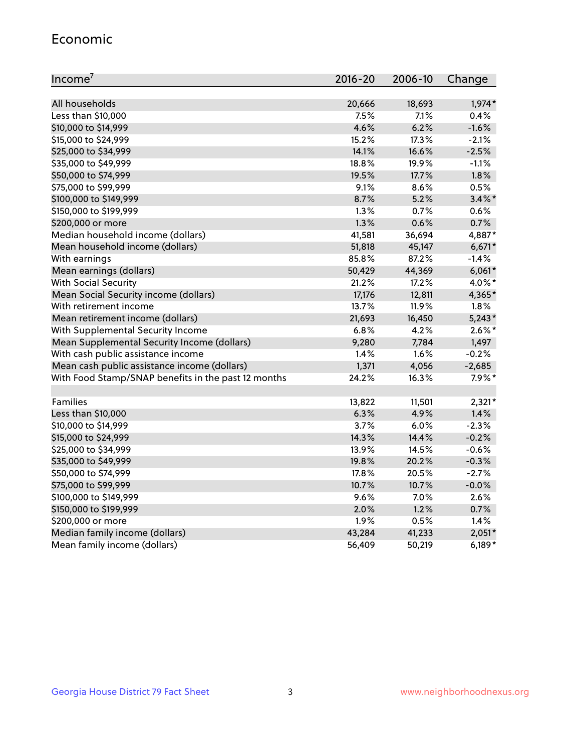## Economic

| Income[7] | 2016-20 | 2006-10 | Change |
|---|---|---|---|
| All households | 20,666 | 18,693 | 1,974* |
| Less than $10,000 | 7.5% | 7.1% | 0.4% |
| $10,000 to $14,999 | 4.6% | 6.2% | -1.6% |
| $15,000 to $24,999 | 15.2% | 17.3% | -2.1% |
| $25,000 to $34,999 | 14.1% | 16.6% | -2.5% |
| $35,000 to $49,999 | 18.8% | 19.9% | -1.1% |
| $50,000 to $74,999 | 19.5% | 17.7% | 1.8% |
| $75,000 to $99,999 | 9.1% | 8.6% | 0.5% |
| $100,000 to $149,999 | 8.7% | 5.2% | 3.4%* |
| $150,000 to $199,999 | 1.3% | 0.7% | 0.6% |
| $200,000 or more | 1.3% | 0.6% | 0.7% |
| Median household income (dollars) | 41,581 | 36,694 | 4,887* |
| Mean household income (dollars) | 51,818 | 45,147 | 6,671* |
| With earnings | 85.8% | 87.2% | -1.4% |
| Mean earnings (dollars) | 50,429 | 44,369 | 6,061* |
| With Social Security | 21.2% | 17.2% | 4.0%* |
| Mean Social Security income (dollars) | 17,176 | 12,811 | 4,365* |
| With retirement income | 13.7% | 11.9% | 1.8% |
| Mean retirement income (dollars) | 21,693 | 16,450 | 5,243* |
| With Supplemental Security Income | 6.8% | 4.2% | 2.6%* |
| Mean Supplemental Security Income (dollars) | 9,280 | 7,784 | 1,497 |
| With cash public assistance income | 1.4% | 1.6% | -0.2% |
| Mean cash public assistance income (dollars) | 1,371 | 4,056 | -2,685 |
| With Food Stamp/SNAP benefits in the past 12 months | 24.2% | 16.3% | 7.9%* |
| | | | |
| Families | 13,822 | 11,501 | 2,321* |
| Less than $10,000 | 6.3% | 4.9% | 1.4% |
| $10,000 to $14,999 | 3.7% | 6.0% | -2.3% |
| $15,000 to $24,999 | 14.3% | 14.4% | -0.2% |
| $25,000 to $34,999 | 13.9% | 14.5% | -0.6% |
| $35,000 to $49,999 | 19.8% | 20.2% | -0.3% |
| $50,000 to $74,999 | 17.8% | 20.5% | -2.7% |
| $75,000 to $99,999 | 10.7% | 10.7% | -0.0% |
| $100,000 to $149,999 | 9.6% | 7.0% | 2.6% |
| $150,000 to $199,999 | 2.0% | 1.2% | 0.7% |
| $200,000 or more | 1.9% | 0.5% | 1.4% |
| Median family income (dollars) | 43,284 | 41,233 | 2,051* |
| Mean family income (dollars) | 56,409 | 50,219 | 6,189* |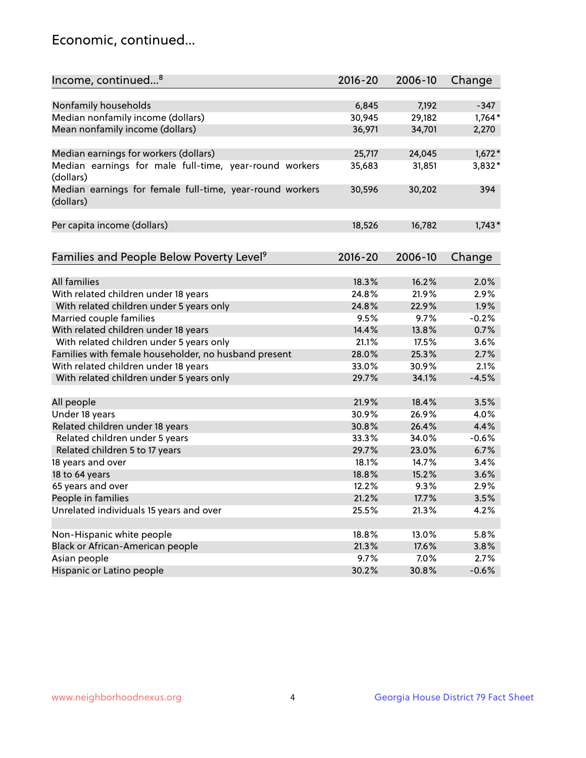# Economic, continued...

| Income, continued...[8] | 2016-20 | 2006-10 | Change |
|---|---|---|---|
| Nonfamily households | 6,845 | 7,192 | -347 |
| Median nonfamily income (dollars) | 30,945 | 29,182 | 1,764* |
| Mean nonfamily income (dollars) | 36,971 | 34,701 | 2,270 |
| Median earnings for workers (dollars) | 25,717 | 24,045 | 1,672* |
| Median earnings for male full-time, year-round workers (dollars) | 35,683 | 31,851 | 3,832* |
| Median earnings for female full-time, year-round workers (dollars) | 30,596 | 30,202 | 394 |
| Per capita income (dollars) | 18,526 | 16,782 | 1,743* |

| Families and People Below Poverty Level[9] | 2016-20 | 2006-10 | Change |
|---|---|---|---|
| All families | 18.3% | 16.2% | 2.0% |
| With related children under 18 years | 24.8% | 21.9% | 2.9% |
| With related children under 5 years only | 24.8% | 22.9% | 1.9% |
| Married couple families | 9.5% | 9.7% | -0.2% |
| With related children under 18 years | 14.4% | 13.8% | 0.7% |
| With related children under 5 years only | 21.1% | 17.5% | 3.6% |
| Families with female householder, no husband present | 28.0% | 25.3% | 2.7% |
| With related children under 18 years | 33.0% | 30.9% | 2.1% |
| With related children under 5 years only | 29.7% | 34.1% | -4.5% |
| All people | 21.9% | 18.4% | 3.5% |
| Under 18 years | 30.9% | 26.9% | 4.0% |
| Related children under 18 years | 30.8% | 26.4% | 4.4% |
| Related children under 5 years | 33.3% | 34.0% | -0.6% |
| Related children 5 to 17 years | 29.7% | 23.0% | 6.7% |
| 18 years and over | 18.1% | 14.7% | 3.4% |
| 18 to 64 years | 18.8% | 15.2% | 3.6% |
| 65 years and over | 12.2% | 9.3% | 2.9% |
| People in families | 21.2% | 17.7% | 3.5% |
| Unrelated individuals 15 years and over | 25.5% | 21.3% | 4.2% |
| Non-Hispanic white people | 18.8% | 13.0% | 5.8% |
| Black or African-American people | 21.3% | 17.6% | 3.8% |
| Asian people | 9.7% | 7.0% | 2.7% |
| Hispanic or Latino people | 30.2% | 30.8% | -0.6% |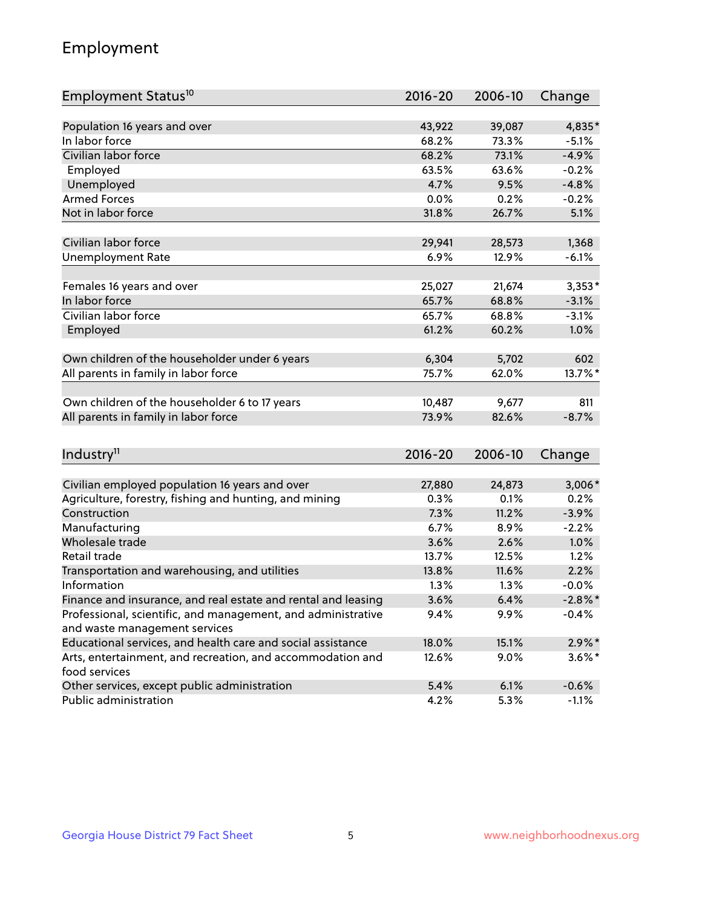## Employment

| Employment Status[10] | 2016-20 | 2006-10 | Change |
|---|---|---|---|
| Population 16 years and over | 43,922 | 39,087 | 4,835* |
| In labor force | 68.2% | 73.3% | -5.1% |
| Civilian labor force | 68.2% | 73.1% | -4.9% |
| Employed | 63.5% | 63.6% | -0.2% |
| Unemployed | 4.7% | 9.5% | -4.8% |
| Armed Forces | 0.0% | 0.2% | -0.2% |
| Not in labor force | 31.8% | 26.7% | 5.1% |
| | | | |
| Civilian labor force | 29,941 | 28,573 | 1,368 |
| Unemployment Rate | 6.9% | 12.9% | -6.1% |
| | | | |
| Females 16 years and over | 25,027 | 21,674 | 3,353* |
| In labor force | 65.7% | 68.8% | -3.1% |
| Civilian labor force | 65.7% | 68.8% | -3.1% |
| Employed | 61.2% | 60.2% | 1.0% |
| | | | |
| Own children of the householder under 6 years | 6,304 | 5,702 | 602 |
| All parents in family in labor force | 75.7% | 62.0% | 13.7%* |
| | | | |
| Own children of the householder 6 to 17 years | 10,487 | 9,677 | 811 |
| All parents in family in labor force | 73.9% | 82.6% | -8.7% |

| Industry[11] | 2016-20 | 2006-10 | Change |
|---|---|---|---|
| Civilian employed population 16 years and over | 27,880 | 24,873 | 3,006* |
| Agriculture, forestry, fishing and hunting, and mining | 0.3% | 0.1% | 0.2% |
| Construction | 7.3% | 11.2% | -3.9% |
| Manufacturing | 6.7% | 8.9% | -2.2% |
| Wholesale trade | 3.6% | 2.6% | 1.0% |
| Retail trade | 13.7% | 12.5% | 1.2% |
| Transportation and warehousing, and utilities | 13.8% | 11.6% | 2.2% |
| Information | 1.3% | 1.3% | -0.0% |
| Finance and insurance, and real estate and rental and leasing | 3.6% | 6.4% | -2.8%* |
| Professional, scientific, and management, and administrative and waste management services | 9.4% | 9.9% | -0.4% |
| Educational services, and health care and social assistance | 18.0% | 15.1% | 2.9%* |
| Arts, entertainment, and recreation, and accommodation and food services | 12.6% | 9.0% | 3.6%* |
| Other services, except public administration | 5.4% | 6.1% | -0.6% |
| Public administration | 4.2% | 5.3% | -1.1% |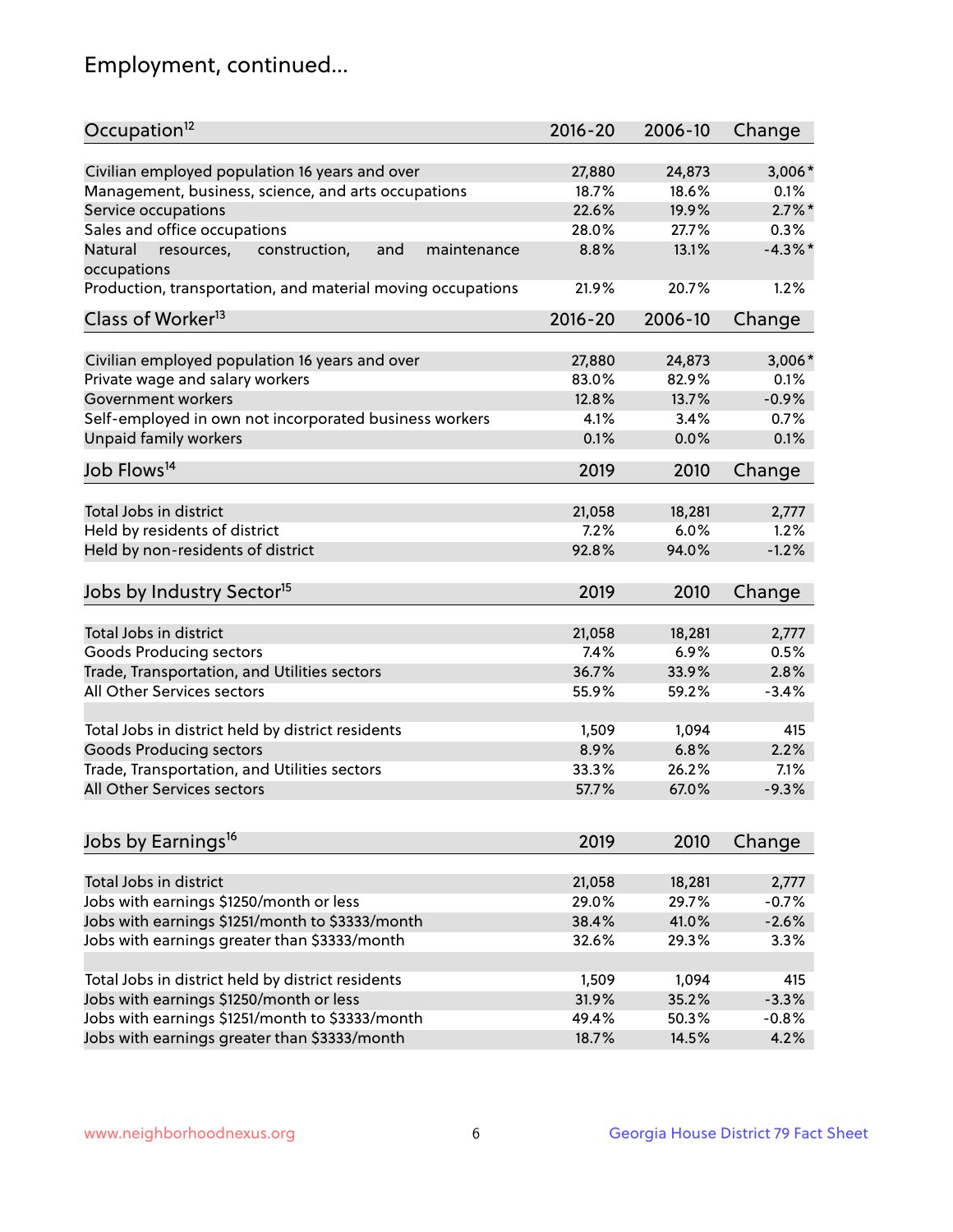# Employment, continued...

| Occupation[12] | 2016-20 | 2006-10 | Change |
|---|---|---|---|
| Civilian employed population 16 years and over | 27,880 | 24,873 | 3,006* |
| Management, business, science, and arts occupations | 18.7% | 18.6% | 0.1% |
| Service occupations | 22.6% | 19.9% | 2.7%* |
| Sales and office occupations | 28.0% | 27.7% | 0.3% |
| Natural resources, construction, and maintenance occupations | 8.8% | 13.1% | -4.3%* |
| Production, transportation, and material moving occupations | 21.9% | 20.7% | 1.2% |

| Class of Worker[13] | 2016-20 | 2006-10 | Change |
|---|---|---|---|
| Civilian employed population 16 years and over | 27,880 | 24,873 | 3,006* |
| Private wage and salary workers | 83.0% | 82.9% | 0.1% |
| Government workers | 12.8% | 13.7% | -0.9% |
| Self-employed in own not incorporated business workers | 4.1% | 3.4% | 0.7% |
| Unpaid family workers | 0.1% | 0.0% | 0.1% |

| Job Flows[14] | 2019 | 2010 | Change |
|---|---|---|---|
| Total Jobs in district | 21,058 | 18,281 | 2,777 |
| Held by residents of district | 7.2% | 6.0% | 1.2% |
| Held by non-residents of district | 92.8% | 94.0% | -1.2% |

| Jobs by Industry Sector[15] | 2019 | 2010 | Change |
|---|---|---|---|
| Total Jobs in district | 21,058 | 18,281 | 2,777 |
| Goods Producing sectors | 7.4% | 6.9% | 0.5% |
| Trade, Transportation, and Utilities sectors | 36.7% | 33.9% | 2.8% |
| All Other Services sectors | 55.9% | 59.2% | -3.4% |
| | | | |
| Total Jobs in district held by district residents | 1,509 | 1,094 | 415 |
| Goods Producing sectors | 8.9% | 6.8% | 2.2% |
| Trade, Transportation, and Utilities sectors | 33.3% | 26.2% | 7.1% |
| All Other Services sectors | 57.7% | 67.0% | -9.3% |

| Jobs by Earnings[16] | 2019 | 2010 | Change |
|---|---|---|---|
| Total Jobs in district | 21,058 | 18,281 | 2,777 |
| Jobs with earnings $1250/month or less | 29.0% | 29.7% | -0.7% |
| Jobs with earnings $1251/month to $3333/month | 38.4% | 41.0% | -2.6% |
| Jobs with earnings greater than $3333/month | 32.6% | 29.3% | 3.3% |
| | | | |
| Total Jobs in district held by district residents | 1,509 | 1,094 | 415 |
| Jobs with earnings $1250/month or less | 31.9% | 35.2% | -3.3% |
| Jobs with earnings $1251/month to $3333/month | 49.4% | 50.3% | -0.8% |
| Jobs with earnings greater than $3333/month | 18.7% | 14.5% | 4.2% |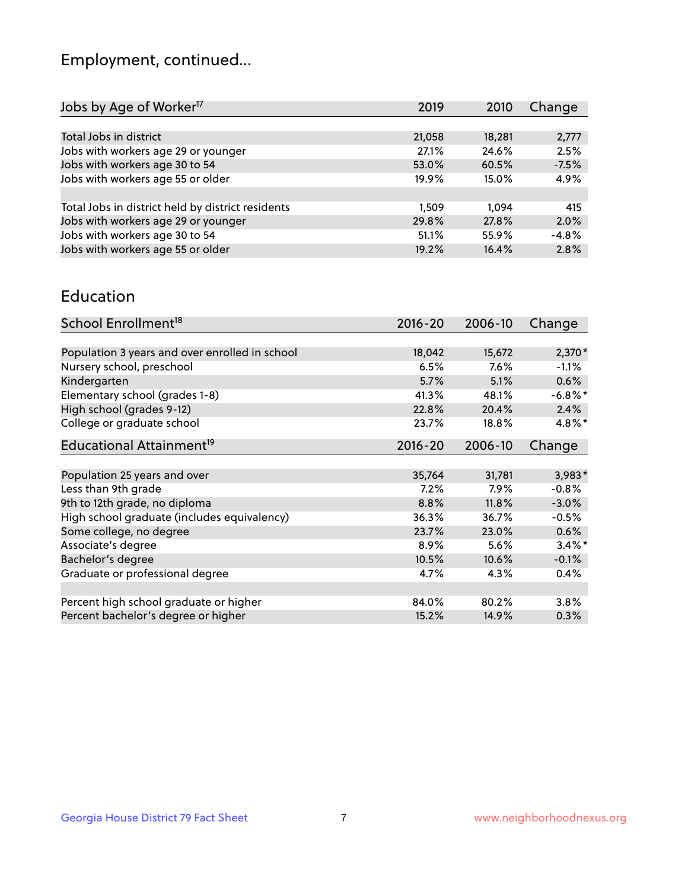# Employment, continued...

| Jobs by Age of Worker[17] | 2019 | 2010 | Change |
|---|---|---|---|
| Total Jobs in district | 21,058 | 18,281 | 2,777 |
| Jobs with workers age 29 or younger | 27.1% | 24.6% | 2.5% |
| Jobs with workers age 30 to 54 | 53.0% | 60.5% | -7.5% |
| Jobs with workers age 55 or older | 19.9% | 15.0% | 4.9% |
| | | | |
| Total Jobs in district held by district residents | 1,509 | 1,094 | 415 |
| Jobs with workers age 29 or younger | 29.8% | 27.8% | 2.0% |
| Jobs with workers age 30 to 54 | 51.1% | 55.9% | -4.8% |
| Jobs with workers age 55 or older | 19.2% | 16.4% | 2.8% |

## Education

| School Enrollment[18] | 2016-20 | 2006-10 | Change |
|---|---|---|---|
| Population 3 years and over enrolled in school | 18,042 | 15,672 | 2,370* |
| Nursery school, preschool | 6.5% | 7.6% | -1.1% |
| Kindergarten | 5.7% | 5.1% | 0.6% |
| Elementary school (grades 1-8) | 41.3% | 48.1% | -6.8%* |
| High school (grades 9-12) | 22.8% | 20.4% | 2.4% |
| College or graduate school | 23.7% | 18.8% | 4.8%* |

| Educational Attainment[19] | 2016-20 | 2006-10 | Change |
|---|---|---|---|
| Population 25 years and over | 35,764 | 31,781 | 3,983* |
| Less than 9th grade | 7.2% | 7.9% | -0.8% |
| 9th to 12th grade, no diploma | 8.8% | 11.8% | -3.0% |
| High school graduate (includes equivalency) | 36.3% | 36.7% | -0.5% |
| Some college, no degree | 23.7% | 23.0% | 0.6% |
| Associate's degree | 8.9% | 5.6% | 3.4%* |
| Bachelor's degree | 10.5% | 10.6% | -0.1% |
| Graduate or professional degree | 4.7% | 4.3% | 0.4% |
| | | | |
| Percent high school graduate or higher | 84.0% | 80.2% | 3.8% |
| Percent bachelor's degree or higher | 15.2% | 14.9% | 0.3% |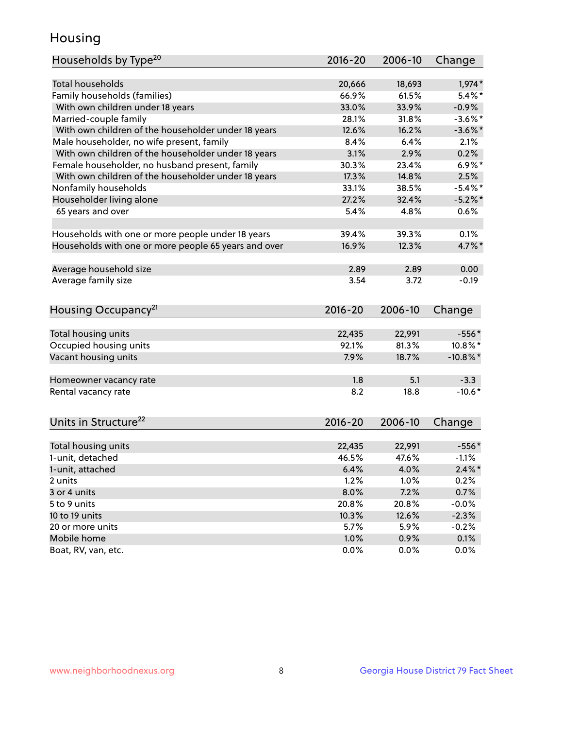# Housing

| Households by Type[20] | 2016-20 | 2006-10 | Change |
|---|---|---|---|
| Total households | 20,666 | 18,693 | 1,974* |
| Family households (families) | 66.9% | 61.5% | 5.4%* |
| With own children under 18 years | 33.0% | 33.9% | -0.9% |
| Married-couple family | 28.1% | 31.8% | -3.6%* |
| With own children of the householder under 18 years | 12.6% | 16.2% | -3.6%* |
| Male householder, no wife present, family | 8.4% | 6.4% | 2.1% |
| With own children of the householder under 18 years | 3.1% | 2.9% | 0.2% |
| Female householder, no husband present, family | 30.3% | 23.4% | 6.9%* |
| With own children of the householder under 18 years | 17.3% | 14.8% | 2.5% |
| Nonfamily households | 33.1% | 38.5% | -5.4%* |
| Householder living alone | 27.2% | 32.4% | -5.2%* |
| 65 years and over | 5.4% | 4.8% | 0.6% |
| | | | |
| Households with one or more people under 18 years | 39.4% | 39.3% | 0.1% |
| Households with one or more people 65 years and over | 16.9% | 12.3% | 4.7%* |
| | | | |
| Average household size | 2.89 | 2.89 | 0.00 |
| Average family size | 3.54 | 3.72 | -0.19 |

| Housing Occupancy[21] | 2016-20 | 2006-10 | Change |
|---|---|---|---|
| Total housing units | 22,435 | 22,991 | -556* |
| Occupied housing units | 92.1% | 81.3% | 10.8%* |
| Vacant housing units | 7.9% | 18.7% | -10.8%* |
| | | | |
| Homeowner vacancy rate | 1.8 | 5.1 | -3.3 |
| Rental vacancy rate | 8.2 | 18.8 | -10.6* |

| Units in Structure[22] | 2016-20 | 2006-10 | Change |
|---|---|---|---|
| Total housing units | 22,435 | 22,991 | -556* |
| 1-unit, detached | 46.5% | 47.6% | -1.1% |
| 1-unit, attached | 6.4% | 4.0% | 2.4%* |
| 2 units | 1.2% | 1.0% | 0.2% |
| 3 or 4 units | 8.0% | 7.2% | 0.7% |
| 5 to 9 units | 20.8% | 20.8% | -0.0% |
| 10 to 19 units | 10.3% | 12.6% | -2.3% |
| 20 or more units | 5.7% | 5.9% | -0.2% |
| Mobile home | 1.0% | 0.9% | 0.1% |
| Boat, RV, van, etc. | 0.0% | 0.0% | 0.0% |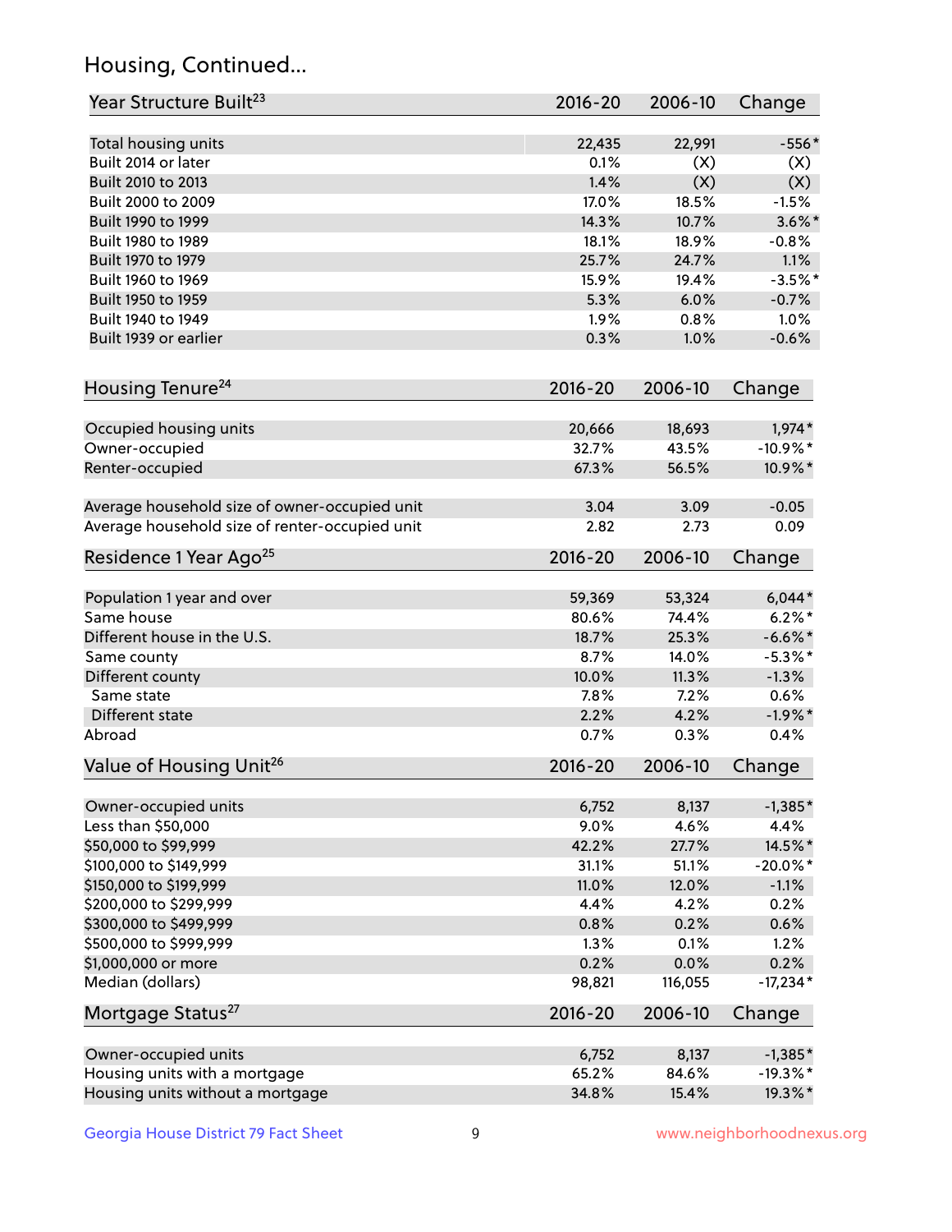## Housing, Continued...

| Year Structure Built[23] | 2016-20 | 2006-10 | Change |
|---|---|---|---|
| Total housing units | 22,435 | 22,991 | -556* |
| Built 2014 or later | 0.1% | (X) | (X) |
| Built 2010 to 2013 | 1.4% | (X) | (X) |
| Built 2000 to 2009 | 17.0% | 18.5% | -1.5% |
| Built 1990 to 1999 | 14.3% | 10.7% | 3.6%* |
| Built 1980 to 1989 | 18.1% | 18.9% | -0.8% |
| Built 1970 to 1979 | 25.7% | 24.7% | 1.1% |
| Built 1960 to 1969 | 15.9% | 19.4% | -3.5%* |
| Built 1950 to 1959 | 5.3% | 6.0% | -0.7% |
| Built 1940 to 1949 | 1.9% | 0.8% | 1.0% |
| Built 1939 or earlier | 0.3% | 1.0% | -0.6% |

| Housing Tenure[24] | 2016-20 | 2006-10 | Change |
|---|---|---|---|
| Occupied housing units | 20,666 | 18,693 | 1,974* |
| Owner-occupied | 32.7% | 43.5% | -10.9%* |
| Renter-occupied | 67.3% | 56.5% | 10.9%* |
| Average household size of owner-occupied unit | 3.04 | 3.09 | -0.05 |
| Average household size of renter-occupied unit | 2.82 | 2.73 | 0.09 |

| Residence 1 Year Ago[25] | 2016-20 | 2006-10 | Change |
|---|---|---|---|
| Population 1 year and over | 59,369 | 53,324 | 6,044* |
| Same house | 80.6% | 74.4% | 6.2%* |
| Different house in the U.S. | 18.7% | 25.3% | -6.6%* |
| Same county | 8.7% | 14.0% | -5.3%* |
| Different county | 10.0% | 11.3% | -1.3% |
| Same state | 7.8% | 7.2% | 0.6% |
| Different state | 2.2% | 4.2% | -1.9%* |
| Abroad | 0.7% | 0.3% | 0.4% |

| Value of Housing Unit[26] | 2016-20 | 2006-10 | Change |
|---|---|---|---|
| Owner-occupied units | 6,752 | 8,137 | -1,385* |
| Less than $50,000 | 9.0% | 4.6% | 4.4% |
| $50,000 to $99,999 | 42.2% | 27.7% | 14.5%* |
| $100,000 to $149,999 | 31.1% | 51.1% | -20.0%* |
| $150,000 to $199,999 | 11.0% | 12.0% | -1.1% |
| $200,000 to $299,999 | 4.4% | 4.2% | 0.2% |
| $300,000 to $499,999 | 0.8% | 0.2% | 0.6% |
| $500,000 to $999,999 | 1.3% | 0.1% | 1.2% |
| $1,000,000 or more | 0.2% | 0.0% | 0.2% |
| Median (dollars) | 98,821 | 116,055 | -17,234* |

| Mortgage Status[27] | 2016-20 | 2006-10 | Change |
|---|---|---|---|
| Owner-occupied units | 6,752 | 8,137 | -1,385* |
| Housing units with a mortgage | 65.2% | 84.6% | -19.3%* |
| Housing units without a mortgage | 34.8% | 15.4% | 19.3%* |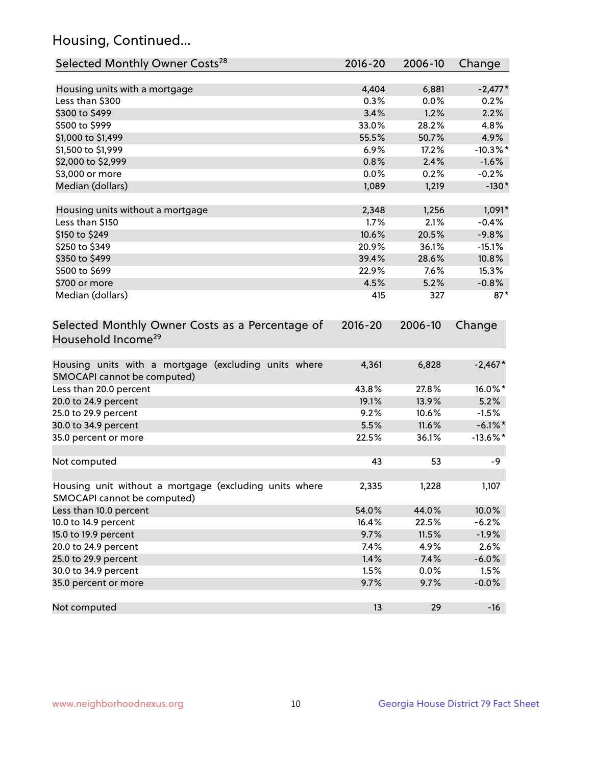## Housing, Continued...

| Selected Monthly Owner Costs[28] | 2016-20 | 2006-10 | Change |
|---|---|---|---|
| Housing units with a mortgage | 4,404 | 6,881 | -2,477* |
| Less than $300 | 0.3% | 0.0% | 0.2% |
| $300 to $499 | 3.4% | 1.2% | 2.2% |
| $500 to $999 | 33.0% | 28.2% | 4.8% |
| $1,000 to $1,499 | 55.5% | 50.7% | 4.9% |
| $1,500 to $1,999 | 6.9% | 17.2% | -10.3%* |
| $2,000 to $2,999 | 0.8% | 2.4% | -1.6% |
| $3,000 or more | 0.0% | 0.2% | -0.2% |
| Median (dollars) | 1,089 | 1,219 | -130* |
| | | | |
| Housing units without a mortgage | 2,348 | 1,256 | 1,091* |
| Less than $150 | 1.7% | 2.1% | -0.4% |
| $150 to $249 | 10.6% | 20.5% | -9.8% |
| $250 to $349 | 20.9% | 36.1% | -15.1% |
| $350 to $499 | 39.4% | 28.6% | 10.8% |
| $500 to $699 | 22.9% | 7.6% | 15.3% |
| $700 or more | 4.5% | 5.2% | -0.8% |
| Median (dollars) | 415 | 327 | 87* |

| Selected Monthly Owner Costs as a Percentage of Household Income[29] | 2016-20 | 2006-10 | Change |
|---|---|---|---|
| Housing units with a mortgage (excluding units where SMOCAPI cannot be computed) | 4,361 | 6,828 | -2,467* |
| Less than 20.0 percent | 43.8% | 27.8% | 16.0%* |
| 20.0 to 24.9 percent | 19.1% | 13.9% | 5.2% |
| 25.0 to 29.9 percent | 9.2% | 10.6% | -1.5% |
| 30.0 to 34.9 percent | 5.5% | 11.6% | -6.1%* |
| 35.0 percent or more | 22.5% | 36.1% | -13.6%* |
| | | | |
| Not computed | 43 | 53 | -9 |
| | | | |
| Housing unit without a mortgage (excluding units where SMOCAPI cannot be computed) | 2,335 | 1,228 | 1,107 |
| Less than 10.0 percent | 54.0% | 44.0% | 10.0% |
| 10.0 to 14.9 percent | 16.4% | 22.5% | -6.2% |
| 15.0 to 19.9 percent | 9.7% | 11.5% | -1.9% |
| 20.0 to 24.9 percent | 7.4% | 4.9% | 2.6% |
| 25.0 to 29.9 percent | 1.4% | 7.4% | -6.0% |
| 30.0 to 34.9 percent | 1.5% | 0.0% | 1.5% |
| 35.0 percent or more | 9.7% | 9.7% | -0.0% |
| | | | |
| Not computed | 13 | 29 | -16 |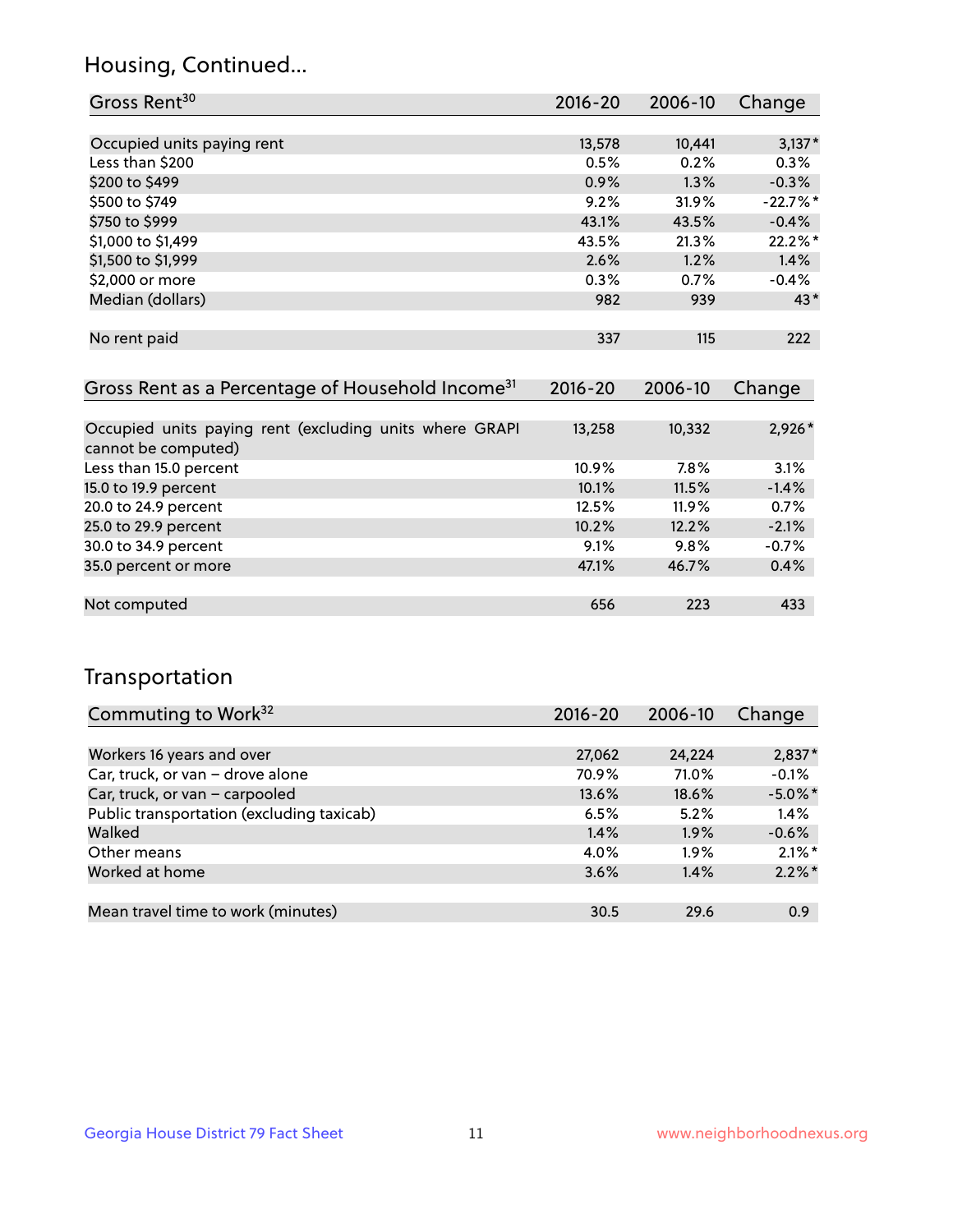## Housing, Continued...

| Gross Rent[30] | 2016-20 | 2006-10 | Change |
|---|---|---|---|
| Occupied units paying rent | 13,578 | 10,441 | 3,137* |
| Less than $200 | 0.5% | 0.2% | 0.3% |
| $200 to $499 | 0.9% | 1.3% | -0.3% |
| $500 to $749 | 9.2% | 31.9% | -22.7%* |
| $750 to $999 | 43.1% | 43.5% | -0.4% |
| $1,000 to $1,499 | 43.5% | 21.3% | 22.2%* |
| $1,500 to $1,999 | 2.6% | 1.2% | 1.4% |
| $2,000 or more | 0.3% | 0.7% | -0.4% |
| Median (dollars) | 982 | 939 | 43* |
| No rent paid | 337 | 115 | 222 |

| Gross Rent as a Percentage of Household Income[31] | 2016-20 | 2006-10 | Change |
|---|---|---|---|
| Occupied units paying rent (excluding units where GRAPI cannot be computed) | 13,258 | 10,332 | 2,926* |
| Less than 15.0 percent | 10.9% | 7.8% | 3.1% |
| 15.0 to 19.9 percent | 10.1% | 11.5% | -1.4% |
| 20.0 to 24.9 percent | 12.5% | 11.9% | 0.7% |
| 25.0 to 29.9 percent | 10.2% | 12.2% | -2.1% |
| 30.0 to 34.9 percent | 9.1% | 9.8% | -0.7% |
| 35.0 percent or more | 47.1% | 46.7% | 0.4% |
| Not computed | 656 | 223 | 433 |

## Transportation

| Commuting to Work[32] | 2016-20 | 2006-10 | Change |
|---|---|---|---|
| Workers 16 years and over | 27,062 | 24,224 | 2,837* |
| Car, truck, or van – drove alone | 70.9% | 71.0% | -0.1% |
| Car, truck, or van – carpooled | 13.6% | 18.6% | -5.0%* |
| Public transportation (excluding taxicab) | 6.5% | 5.2% | 1.4% |
| Walked | 1.4% | 1.9% | -0.6% |
| Other means | 4.0% | 1.9% | 2.1%* |
| Worked at home | 3.6% | 1.4% | 2.2%* |
| Mean travel time to work (minutes) | 30.5 | 29.6 | 0.9 |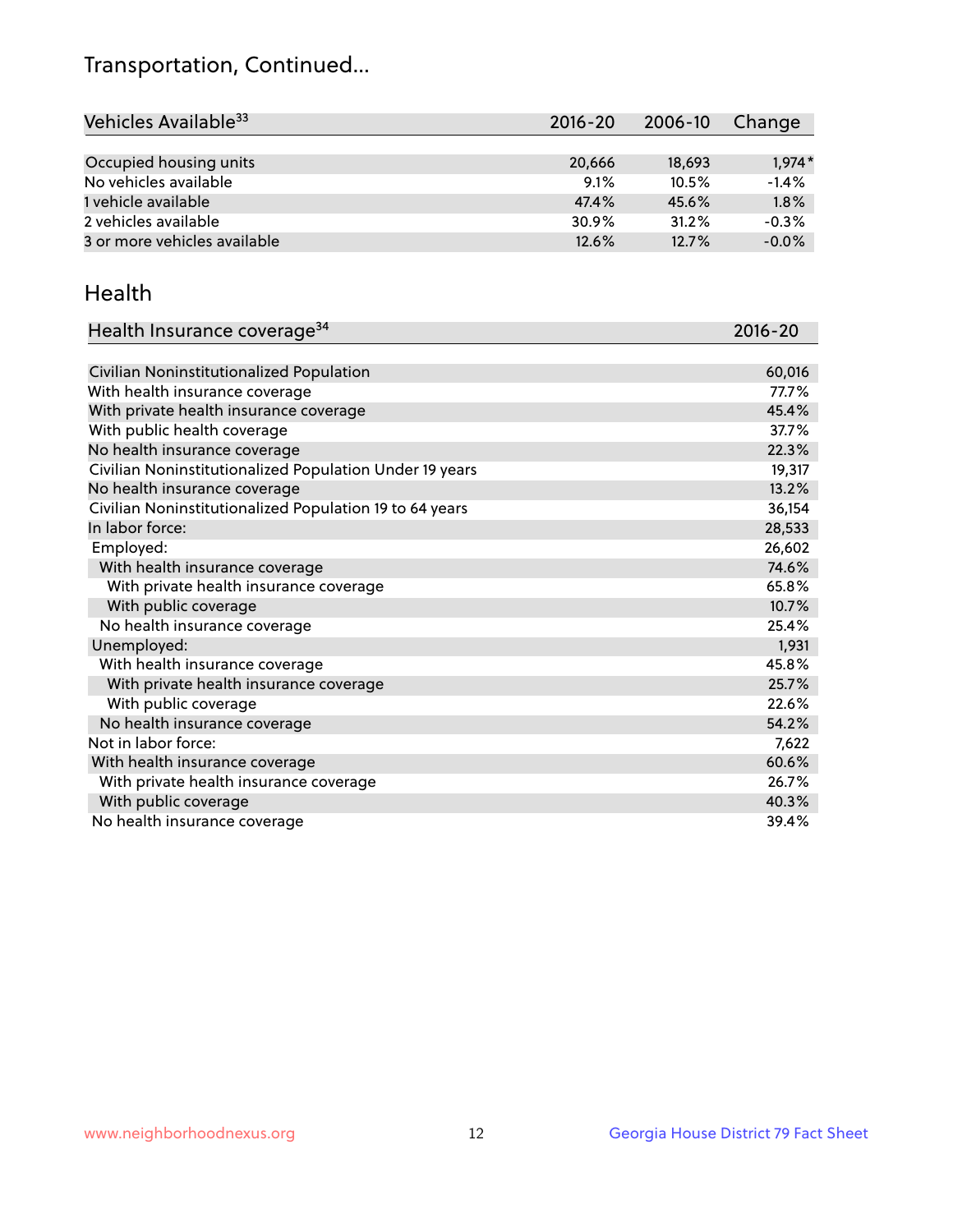## Transportation, Continued...

| Vehicles Available[33] | 2016-20 | 2006-10 | Change |
|---|---|---|---|
| Occupied housing units | 20,666 | 18,693 | 1,974* |
| No vehicles available | 9.1% | 10.5% | -1.4% |
| 1 vehicle available | 47.4% | 45.6% | 1.8% |
| 2 vehicles available | 30.9% | 31.2% | -0.3% |
| 3 or more vehicles available | 12.6% | 12.7% | -0.0% |

## Health

| Health Insurance coverage[34] | 2016-20 |
|---|---|
| Civilian Noninstitutionalized Population | 60,016 |
| With health insurance coverage | 77.7% |
| With private health insurance coverage | 45.4% |
| With public health coverage | 37.7% |
| No health insurance coverage | 22.3% |
| Civilian Noninstitutionalized Population Under 19 years | 19,317 |
| No health insurance coverage | 13.2% |
| Civilian Noninstitutionalized Population 19 to 64 years | 36,154 |
| In labor force: | 28,533 |
| Employed: | 26,602 |
| With health insurance coverage | 74.6% |
| With private health insurance coverage | 65.8% |
| With public coverage | 10.7% |
| No health insurance coverage | 25.4% |
| Unemployed: | 1,931 |
| With health insurance coverage | 45.8% |
| With private health insurance coverage | 25.7% |
| With public coverage | 22.6% |
| No health insurance coverage | 54.2% |
| Not in labor force: | 7,622 |
| With health insurance coverage | 60.6% |
| With private health insurance coverage | 26.7% |
| With public coverage | 40.3% |
| No health insurance coverage | 39.4% |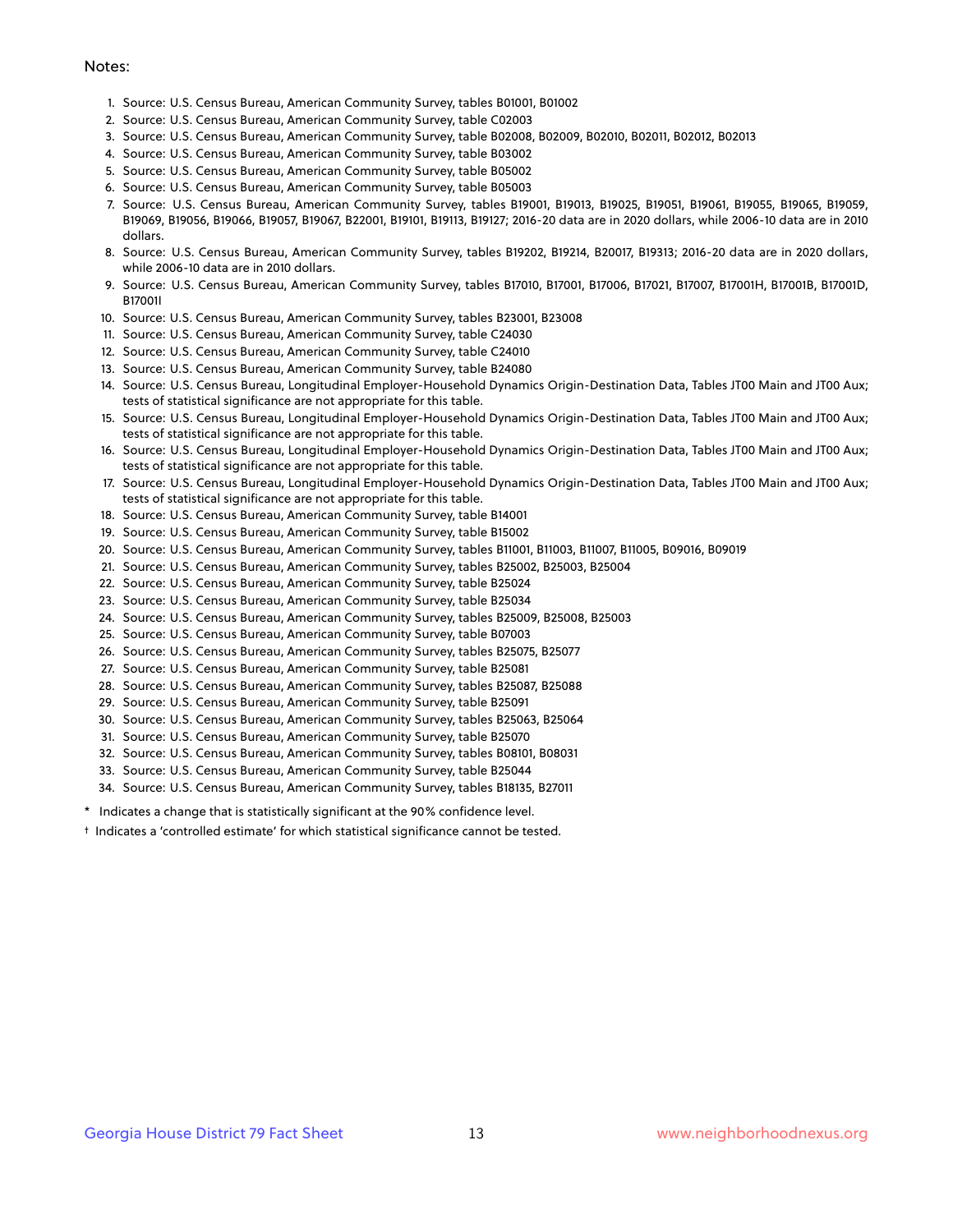Notes:

1. Source: U.S. Census Bureau, American Community Survey, tables B01001, B01002
2. Source: U.S. Census Bureau, American Community Survey, table C02003
3. Source: U.S. Census Bureau, American Community Survey, table B02008, B02009, B02010, B02011, B02012, B02013
4. Source: U.S. Census Bureau, American Community Survey, table B03002
5. Source: U.S. Census Bureau, American Community Survey, table B05002
6. Source: U.S. Census Bureau, American Community Survey, table B05003
7. Source: U.S. Census Bureau, American Community Survey, tables B19001, B19013, B19025, B19051, B19061, B19055, B19065, B19059, B19069, B19056, B19066, B19057, B19067, B22001, B19101, B19113, B19127; 2016-20 data are in 2020 dollars, while 2006-10 data are in 2010 dollars.
8. Source: U.S. Census Bureau, American Community Survey, tables B19202, B19214, B20017, B19313; 2016-20 data are in 2020 dollars, while 2006-10 data are in 2010 dollars.
9. Source: U.S. Census Bureau, American Community Survey, tables B17010, B17001, B17006, B17021, B17007, B17001H, B17001B, B17001D, B17001I
10. Source: U.S. Census Bureau, American Community Survey, tables B23001, B23008
11. Source: U.S. Census Bureau, American Community Survey, table C24030
12. Source: U.S. Census Bureau, American Community Survey, table C24010
13. Source: U.S. Census Bureau, American Community Survey, table B24080
14. Source: U.S. Census Bureau, Longitudinal Employer-Household Dynamics Origin-Destination Data, Tables JT00 Main and JT00 Aux; tests of statistical significance are not appropriate for this table.
15. Source: U.S. Census Bureau, Longitudinal Employer-Household Dynamics Origin-Destination Data, Tables JT00 Main and JT00 Aux; tests of statistical significance are not appropriate for this table.
16. Source: U.S. Census Bureau, Longitudinal Employer-Household Dynamics Origin-Destination Data, Tables JT00 Main and JT00 Aux; tests of statistical significance are not appropriate for this table.
17. Source: U.S. Census Bureau, Longitudinal Employer-Household Dynamics Origin-Destination Data, Tables JT00 Main and JT00 Aux; tests of statistical significance are not appropriate for this table.
18. Source: U.S. Census Bureau, American Community Survey, table B14001
19. Source: U.S. Census Bureau, American Community Survey, table B15002
20. Source: U.S. Census Bureau, American Community Survey, tables B11001, B11003, B11007, B11005, B09016, B09019
21. Source: U.S. Census Bureau, American Community Survey, tables B25002, B25003, B25004
22. Source: U.S. Census Bureau, American Community Survey, table B25024
23. Source: U.S. Census Bureau, American Community Survey, table B25034
24. Source: U.S. Census Bureau, American Community Survey, tables B25009, B25008, B25003
25. Source: U.S. Census Bureau, American Community Survey, table B07003
26. Source: U.S. Census Bureau, American Community Survey, tables B25075, B25077
27. Source: U.S. Census Bureau, American Community Survey, table B25081
28. Source: U.S. Census Bureau, American Community Survey, tables B25087, B25088
29. Source: U.S. Census Bureau, American Community Survey, table B25091
30. Source: U.S. Census Bureau, American Community Survey, tables B25063, B25064
31. Source: U.S. Census Bureau, American Community Survey, table B25070
32. Source: U.S. Census Bureau, American Community Survey, tables B08101, B08031
33. Source: U.S. Census Bureau, American Community Survey, table B25044
34. Source: U.S. Census Bureau, American Community Survey, tables B18135, B27011

\* Indicates a change that is statistically significant at the 90% confidence level.

† Indicates a 'controlled estimate' for which statistical significance cannot be tested.